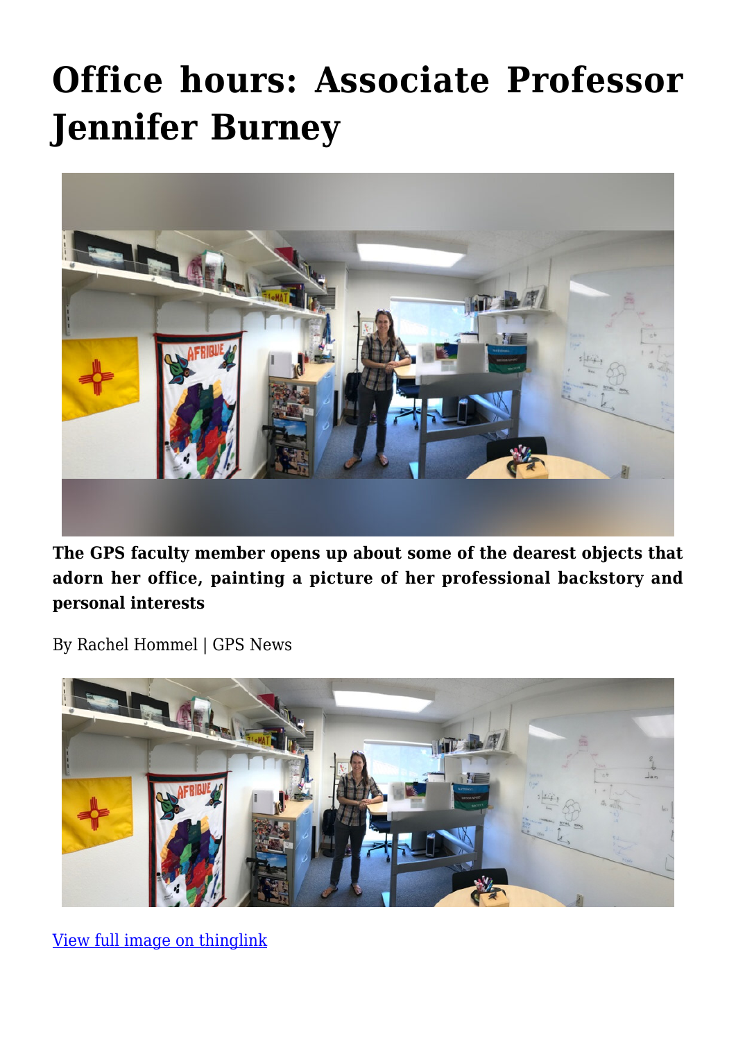# Office hours: Associate Professor Jennifer Burney

**The GPS faculty member opens up about some of the dearest objects that adorn her office, painting a picture of her professional backstory and personal interests**

By Rachel Hommel | GPS News

[View full image on thinglink](https://www.thinglink.com)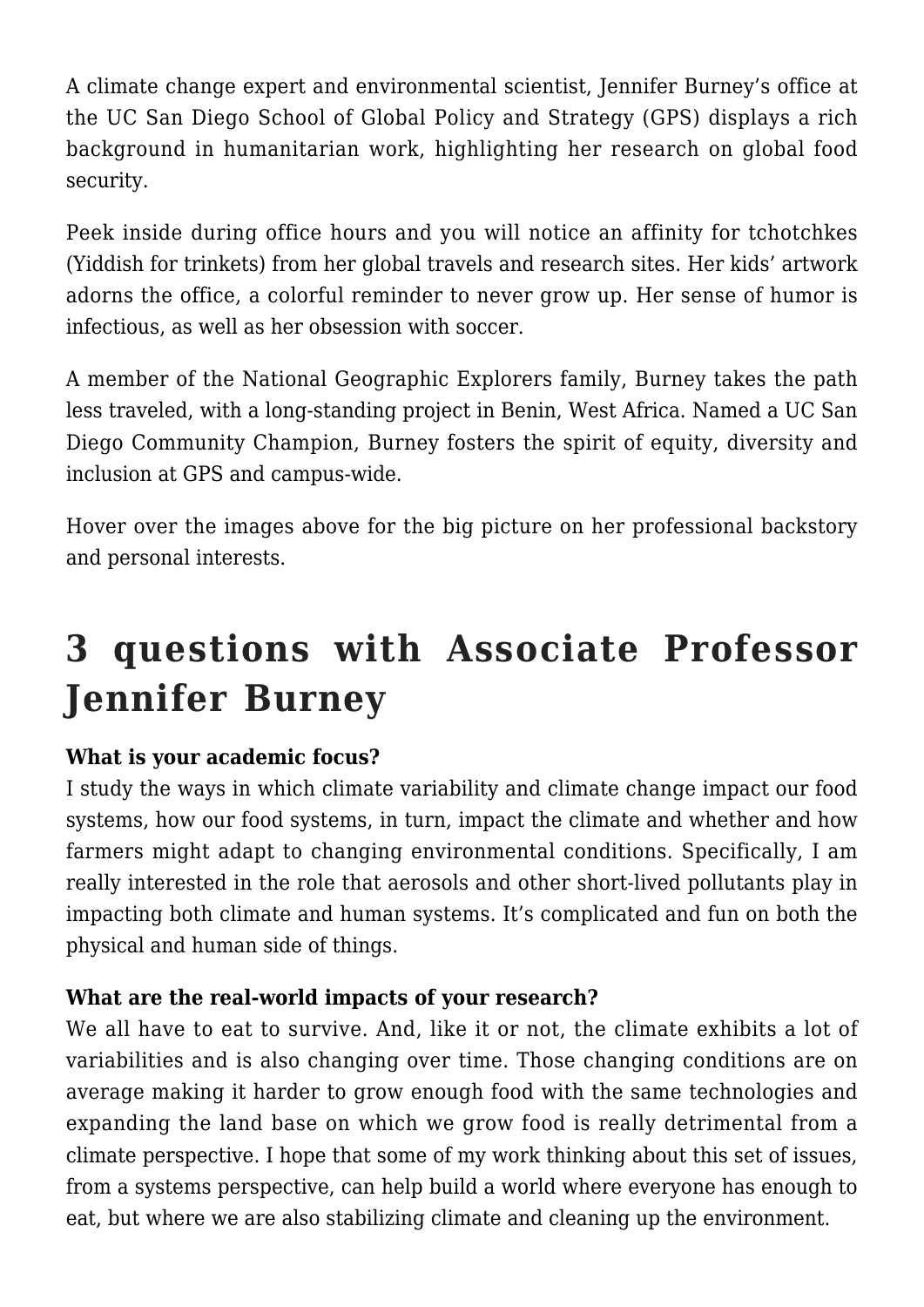A climate change expert and environmental scientist, Jennifer Burney's office at the UC San Diego School of Global Policy and Strategy (GPS) displays a rich background in humanitarian work, highlighting her research on global food security.

Peek inside during office hours and you will notice an affinity for tchotchkes (Yiddish for trinkets) from her global travels and research sites. Her kids' artwork adorns the office, a colorful reminder to never grow up. Her sense of humor is infectious, as well as her obsession with soccer.

A member of the National Geographic Explorers family, Burney takes the path less traveled, with a long-standing project in Benin, West Africa. Named a UC San Diego Community Champion, Burney fosters the spirit of equity, diversity and inclusion at GPS and campus-wide.

Hover over the images above for the big picture on her professional backstory and personal interests.

## 3 questions with Associate Professor Jennifer Burney

**What is your academic focus?**
I study the ways in which climate variability and climate change impact our food systems, how our food systems, in turn, impact the climate and whether and how farmers might adapt to changing environmental conditions. Specifically, I am really interested in the role that aerosols and other short-lived pollutants play in impacting both climate and human systems. It's complicated and fun on both the physical and human side of things.

**What are the real-world impacts of your research?**
We all have to eat to survive. And, like it or not, the climate exhibits a lot of variabilities and is also changing over time. Those changing conditions are on average making it harder to grow enough food with the same technologies and expanding the land base on which we grow food is really detrimental from a climate perspective. I hope that some of my work thinking about this set of issues, from a systems perspective, can help build a world where everyone has enough to eat, but where we are also stabilizing climate and cleaning up the environment.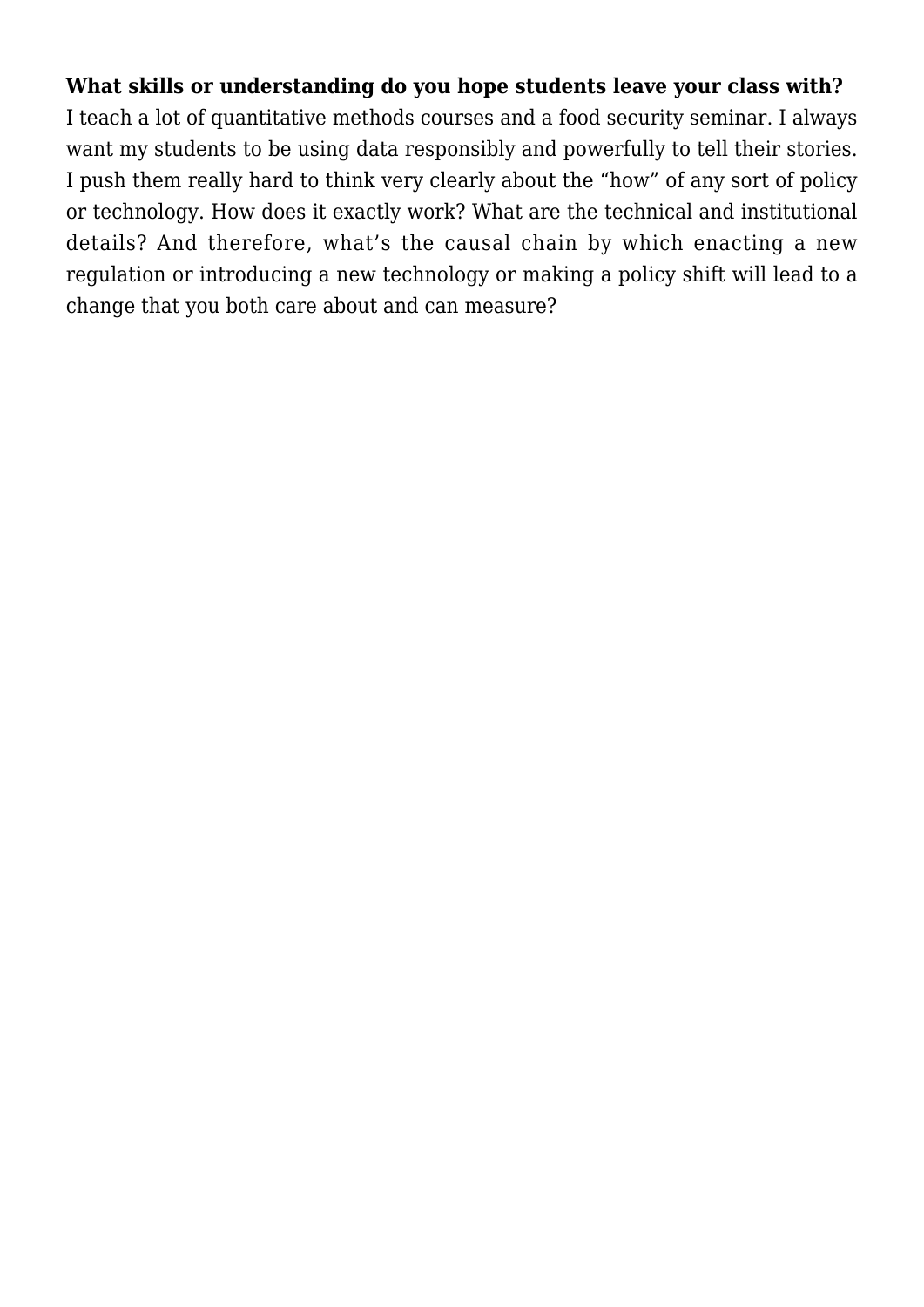**What skills or understanding do you hope students leave your class with?**

I teach a lot of quantitative methods courses and a food security seminar. I always want my students to be using data responsibly and powerfully to tell their stories. I push them really hard to think very clearly about the "how" of any sort of policy or technology. How does it exactly work? What are the technical and institutional details? And therefore, what's the causal chain by which enacting a new regulation or introducing a new technology or making a policy shift will lead to a change that you both care about and can measure?